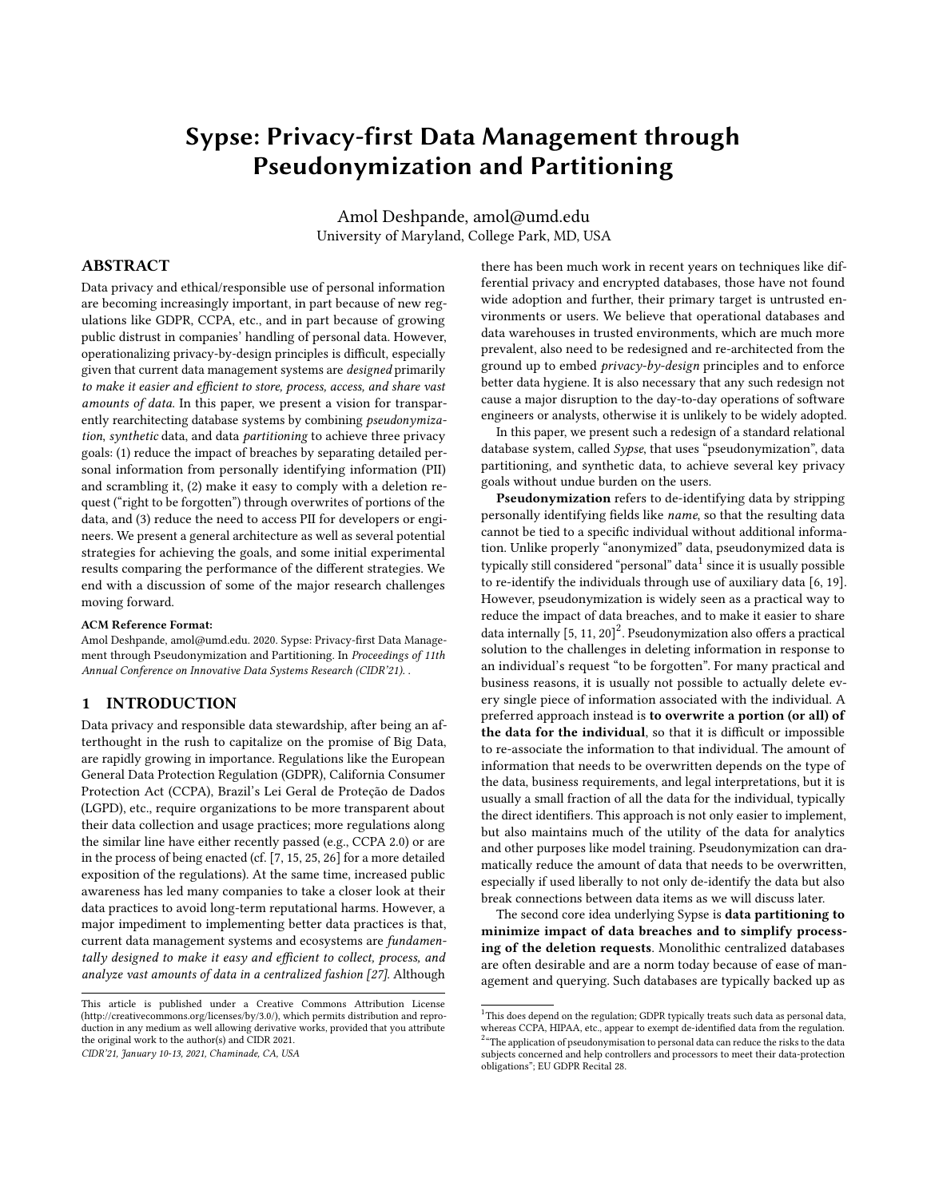# Sypse: Privacy-first Data Management through Pseudonymization and Partitioning

Amol Deshpande, amol@umd.edu
University of Maryland, College Park, MD, USA

## ABSTRACT

Data privacy and ethical/responsible use of personal information are becoming increasingly important, in part because of new regulations like GDPR, CCPA, etc., and in part because of growing public distrust in companies' handling of personal data. However, operationalizing privacy-by-design principles is difficult, especially given that current data management systems are *designed* primarily *to make it easier and efficient to store, process, access, and share vast amounts of data*. In this paper, we present a vision for transparently rearchitecting database systems by combining *pseudonymization*, *synthetic* data, and data *partitioning* to achieve three privacy goals: (1) reduce the impact of breaches by separating detailed personal information from personally identifying information (PII) and scrambling it, (2) make it easy to comply with a deletion request ("right to be forgotten") through overwrites of portions of the data, and (3) reduce the need to access PII for developers or engineers. We present a general architecture as well as several potential strategies for achieving the goals, and some initial experimental results comparing the performance of the different strategies. We end with a discussion of some of the major research challenges moving forward.

**ACM Reference Format:**
Amol Deshpande, amol@umd.edu. 2020. Sypse: Privacy-first Data Management through Pseudonymization and Partitioning. In *Proceedings of 11th Annual Conference on Innovative Data Systems Research (CIDR'21)*. .

## 1 INTRODUCTION

Data privacy and responsible data stewardship, after being an afterthought in the rush to capitalize on the promise of Big Data, are rapidly growing in importance. Regulations like the European General Data Protection Regulation (GDPR), California Consumer Protection Act (CCPA), Brazil's Lei Geral de Proteção de Dados (LGPD), etc., require organizations to be more transparent about their data collection and usage practices; more regulations along the similar line have either recently passed (e.g., CCPA 2.0) or are in the process of being enacted (cf. [7, 15, 25, 26] for a more detailed exposition of the regulations). At the same time, increased public awareness has led many companies to take a closer look at their data practices to avoid long-term reputational harms. However, a major impediment to implementing better data practices is that, current data management systems and ecosystems are *fundamentally designed to make it easy and efficient to collect, process, and analyze vast amounts of data in a centralized fashion [27]*. Although there has been much work in recent years on techniques like differential privacy and encrypted databases, those have not found wide adoption and further, their primary target is untrusted environments or users. We believe that operational databases and data warehouses in trusted environments, which are much more prevalent, also need to be redesigned and re-architected from the ground up to embed *privacy-by-design* principles and to enforce better data hygiene. It is also necessary that any such redesign not cause a major disruption to the day-to-day operations of software engineers or analysts, otherwise it is unlikely to be widely adopted.

In this paper, we present such a redesign of a standard relational database system, called *Sypse*, that uses "pseudonymization", data partitioning, and synthetic data, to achieve several key privacy goals without undue burden on the users.

**Pseudonymization** refers to de-identifying data by stripping personally identifying fields like *name*, so that the resulting data cannot be tied to a specific individual without additional information. Unlike properly "anonymized" data, pseudonymized data is typically still considered "personal" data[1] since it is usually possible to re-identify the individuals through use of auxiliary data [6, 19]. However, pseudonymization is widely seen as a practical way to reduce the impact of data breaches, and to make it easier to share data internally [5, 11, 20][2]. Pseudonymization also offers a practical solution to the challenges in deleting information in response to an individual's request "to be forgotten". For many practical and business reasons, it is usually not possible to actually delete every single piece of information associated with the individual. A preferred approach instead is **to overwrite a portion (or all) of the data for the individual**, so that it is difficult or impossible to re-associate the information to that individual. The amount of information that needs to be overwritten depends on the type of the data, business requirements, and legal interpretations, but it is usually a small fraction of all the data for the individual, typically the direct identifiers. This approach is not only easier to implement, but also maintains much of the utility of the data for analytics and other purposes like model training. Pseudonymization can dramatically reduce the amount of data that needs to be overwritten, especially if used liberally to not only de-identify the data but also break connections between data items as we will discuss later.

The second core idea underlying Sypse is **data partitioning to minimize impact of data breaches and to simplify processing of the deletion requests**. Monolithic centralized databases are often desirable and are a norm today because of ease of management and querying. Such databases are typically backed up as

This article is published under a Creative Commons Attribution License (http://creativecommons.org/licenses/by/3.0/), which permits distribution and reproduction in any medium as well allowing derivative works, provided that you attribute the original work to the author(s) and CIDR 2021.
*CIDR'21, January 10-13, 2021, Chaminade, CA, USA*

[1] This does depend on the regulation; GDPR typically treats such data as personal data, whereas CCPA, HIPAA, etc., appear to exempt de-identified data from the regulation.

[2] "The application of pseudonymisation to personal data can reduce the risks to the data subjects concerned and help controllers and processors to meet their data-protection obligations"; EU GDPR Recital 28.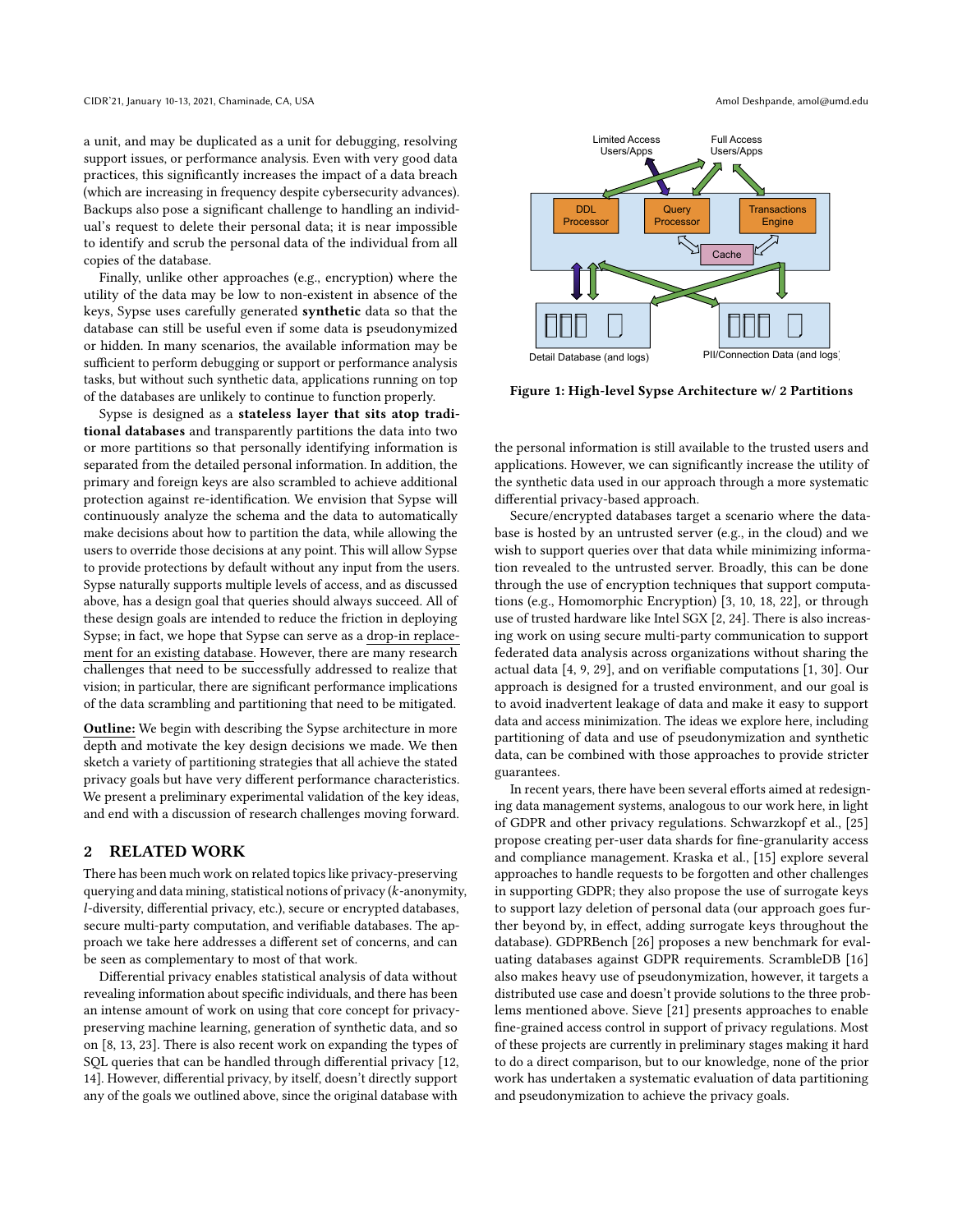a unit, and may be duplicated as a unit for debugging, resolving support issues, or performance analysis. Even with very good data practices, this significantly increases the impact of a data breach (which are increasing in frequency despite cybersecurity advances). Backups also pose a significant challenge to handling an individual's request to delete their personal data; it is near impossible to identify and scrub the personal data of the individual from all copies of the database.

Finally, unlike other approaches (e.g., encryption) where the utility of the data may be low to non-existent in absence of the keys, Sypse uses carefully generated **synthetic** data so that the database can still be useful even if some data is pseudonymized or hidden. In many scenarios, the available information may be sufficient to perform debugging or support or performance analysis tasks, but without such synthetic data, applications running on top of the databases are unlikely to continue to function properly.

Sypse is designed as a **stateless layer that sits atop traditional databases** and transparently partitions the data into two or more partitions so that personally identifying information is separated from the detailed personal information. In addition, the primary and foreign keys are also scrambled to achieve additional protection against re-identification. We envision that Sypse will continuously analyze the schema and the data to automatically make decisions about how to partition the data, while allowing the users to override those decisions at any point. This will allow Sypse to provide protections by default without any input from the users. Sypse naturally supports multiple levels of access, and as discussed above, has a design goal that queries should always succeed. All of these design goals are intended to reduce the friction in deploying Sypse; in fact, we hope that Sypse can serve as a drop-in replacement for an existing database. However, there are many research challenges that need to be successfully addressed to realize that vision; in particular, there are significant performance implications of the data scrambling and partitioning that need to be mitigated.

**Outline:** We begin with describing the Sypse architecture in more depth and motivate the key design decisions we made. We then sketch a variety of partitioning strategies that all achieve the stated privacy goals but have very different performance characteristics. We present a preliminary experimental validation of the key ideas, and end with a discussion of research challenges moving forward.

## 2 RELATED WORK

There has been much work on related topics like privacy-preserving querying and data mining, statistical notions of privacy ($k$-anonymity, $l$-diversity, differential privacy, etc.), secure or encrypted databases, secure multi-party computation, and verifiable databases. The approach we take here addresses a different set of concerns, and can be seen as complementary to most of that work.

Differential privacy enables statistical analysis of data without revealing information about specific individuals, and there has been an intense amount of work on using that core concept for privacy-preserving machine learning, generation of synthetic data, and so on [8, 13, 23]. There is also recent work on expanding the types of SQL queries that can be handled through differential privacy [12, 14]. However, differential privacy, by itself, doesn't directly support any of the goals we outlined above, since the original database with the personal information is still available to the trusted users and applications. However, we can significantly increase the utility of the synthetic data used in our approach through a more systematic differential privacy-based approach.

Limited Access Users/Apps | Full Access Users/Apps | DDL Processor | Query Processor | Transactions Engine | Cache | Detail Database (and logs) | PII/Connection Data (and logs)

**Figure 1: High-level Sypse Architecture w/ 2 Partitions**

Secure/encrypted databases target a scenario where the database is hosted by an untrusted server (e.g., in the cloud) and we wish to support queries over that data while minimizing information revealed to the untrusted server. Broadly, this can be done through the use of encryption techniques that support computations (e.g., Homomorphic Encryption) [3, 10, 18, 22], or through use of trusted hardware like Intel SGX [2, 24]. There is also increasing work on using secure multi-party communication to support federated data analysis across organizations without sharing the actual data [4, 9, 29], and on verifiable computations [1, 30]. Our approach is designed for a trusted environment, and our goal is to avoid inadvertent leakage of data and make it easy to support data and access minimization. The ideas we explore here, including partitioning of data and use of pseudonymization and synthetic data, can be combined with those approaches to provide stricter guarantees.

In recent years, there have been several efforts aimed at redesigning data management systems, analogous to our work here, in light of GDPR and other privacy regulations. Schwarzkopf et al., [25] propose creating per-user data shards for fine-granularity access and compliance management. Kraska et al., [15] explore several approaches to handle requests to be forgotten and other challenges in supporting GDPR; they also propose the use of surrogate keys to support lazy deletion of personal data (our approach goes further beyond by, in effect, adding surrogate keys throughout the database). GDPRBench [26] proposes a new benchmark for evaluating databases against GDPR requirements. ScrambleDB [16] also makes heavy use of pseudonymization, however, it targets a distributed use case and doesn't provide solutions to the three problems mentioned above. Sieve [21] presents approaches to enable fine-grained access control in support of privacy regulations. Most of these projects are currently in preliminary stages making it hard to do a direct comparison, but to our knowledge, none of the prior work has undertaken a systematic evaluation of data partitioning and pseudonymization to achieve the privacy goals.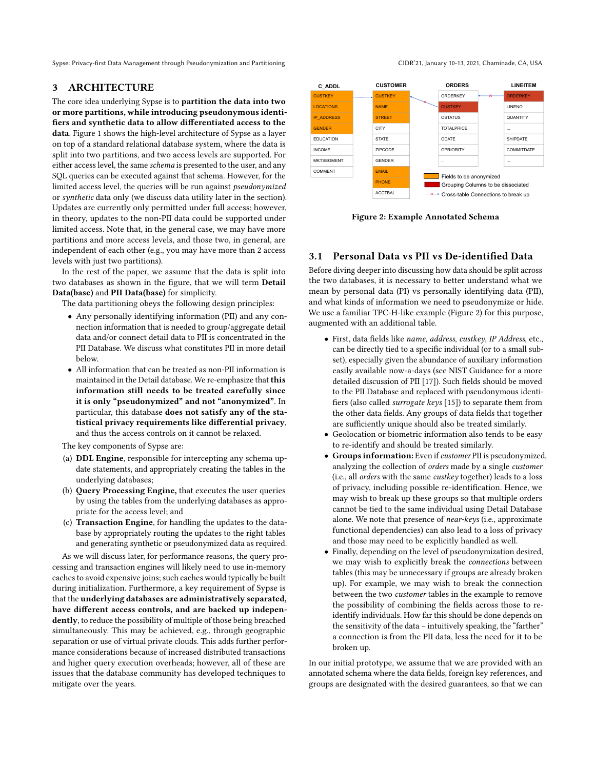## 3 ARCHITECTURE

The core idea underlying Sypse is to **partition the data into two or more partitions, while introducing pseudonymous identifiers and synthetic data to allow differentiated access to the data**. Figure 1 shows the high-level architecture of Sypse as a layer on top of a standard relational database system, where the data is split into two partitions, and two access levels are supported. For either access level, the same *schema* is presented to the user, and any SQL queries can be executed against that schema. However, for the limited access level, the queries will be run against *pseudonymized* or *synthetic* data only (we discuss data utility later in the section). Updates are currently only permitted under full access; however, in theory, updates to the non-PII data could be supported under limited access. Note that, in the general case, we may have more partitions and more access levels, and those two, in general, are independent of each other (e.g., you may have more than 2 access levels with just two partitions).

In the rest of the paper, we assume that the data is split into two databases as shown in the figure, that we will term **Detail Data(base)** and **PII Data(base)** for simplicity.

The data partitioning obeys the following design principles:

- Any personally identifying information (PII) and any connection information that is needed to group/aggregate detail data and/or connect detail data to PII is concentrated in the PII Database. We discuss what constitutes PII in more detail below.
- All information that can be treated as non-PII information is maintained in the Detail database. We re-emphasize that **this information still needs to be treated carefully since it is only "pseudonymized" and not "anonymized"**. In particular, this database **does not satisfy any of the statistical privacy requirements like differential privacy**, and thus the access controls on it cannot be relaxed.

The key components of Sypse are:

(a) **DDL Engine**, responsible for intercepting any schema update statements, and appropriately creating the tables in the underlying databases;

(b) **Query Processing Engine,** that executes the user queries by using the tables from the underlying databases as appropriate for the access level; and

(c) **Transaction Engine**, for handling the updates to the database by appropriately routing the updates to the right tables and generating synthetic or pseudonymized data as required.

As we will discuss later, for performance reasons, the query processing and transaction engines will likely need to use in-memory caches to avoid expensive joins; such caches would typically be built during initialization. Furthermore, a key requirement of Sypse is that the **underlying databases are administratively separated, have different access controls, and are backed up independently**, to reduce the possibility of multiple of those being breached simultaneously. This may be achieved, e.g., through geographic separation or use of virtual private clouds. This adds further performance considerations because of increased distributed transactions and higher query execution overheads; however, all of these are issues that the database community has developed techniques to mitigate over the years.

| C_ADDL | CUSTOMER | ORDERS | LINEITEM |
|---|---|---|---|
| CUSTKEY | CUSTKEY | ORDERKEY | ORDERKEY |
| LOCATIONS | NAME | CUSTKEY | LINENO |
| IP_ADDRESS | STREET | OSTATUS | QUANTITY |
| GENDER | CITY | TOTALPRICE | ... |
| EDUCATION | STATE | ODATE | SHIPDATE |
| INCOME | ZIPCODE | OPRIORITY | COMMITDATE |
| MKTSEGMENT | GENDER | ... | ... |
| COMMENT | EMAIL | | |
| | PHONE | | |
| | ACCTBAL | | |

Legend: Fields to be anonymized; Grouping Columns to be dissociated; Cross-table Connections to break up

Figure 2: Example Annotated Schema

### 3.1 Personal Data vs PII vs De-identified Data

Before diving deeper into discussing how data should be split across the two databases, it is necessary to better understand what we mean by personal data (PI) vs personally identifying data (PII), and what kinds of information we need to pseudonymize or hide. We use a familiar TPC-H-like example (Figure 2) for this purpose, augmented with an additional table.

- First, data fields like *name*, *address*, *custkey*, *IP Address*, etc., can be directly tied to a specific individual (or to a small subset), especially given the abundance of auxiliary information easily available now-a-days (see NIST Guidance for a more detailed discussion of PII [17]). Such fields should be moved to the PII Database and replaced with pseudonymous identifiers (also called *surrogate keys* [15]) to separate them from the other data fields. Any groups of data fields that together are sufficiently unique should also be treated similarly.
- Geolocation or biometric information also tends to be easy to re-identify and should be treated similarly.
- **Groups information:** Even if *customer* PII is pseudonymized, analyzing the collection of *orders* made by a single *customer* (i.e., all *orders* with the same *custkey* together) leads to a loss of privacy, including possible re-identification. Hence, we may wish to break up these groups so that multiple orders cannot be tied to the same individual using Detail Database alone. We note that presence of *near-keys* (i.e., approximate functional dependencies) can also lead to a loss of privacy and those may need to be explicitly handled as well.
- Finally, depending on the level of pseudonymization desired, we may wish to explicitly break the *connections* between tables (this may be unnecessary if groups are already broken up). For example, we may wish to break the connection between the two *customer* tables in the example to remove the possibility of combining the fields across those tables to re-identify individuals. How far this should be done depends on the sensitivity of the data – intuitively speaking, the "farther" a connection is from the PII data, less the need for it to be broken up.

In our initial prototype, we assume that we are provided with an annotated schema where the data fields, foreign key references, and groups are designated with the desired guarantees, so that we can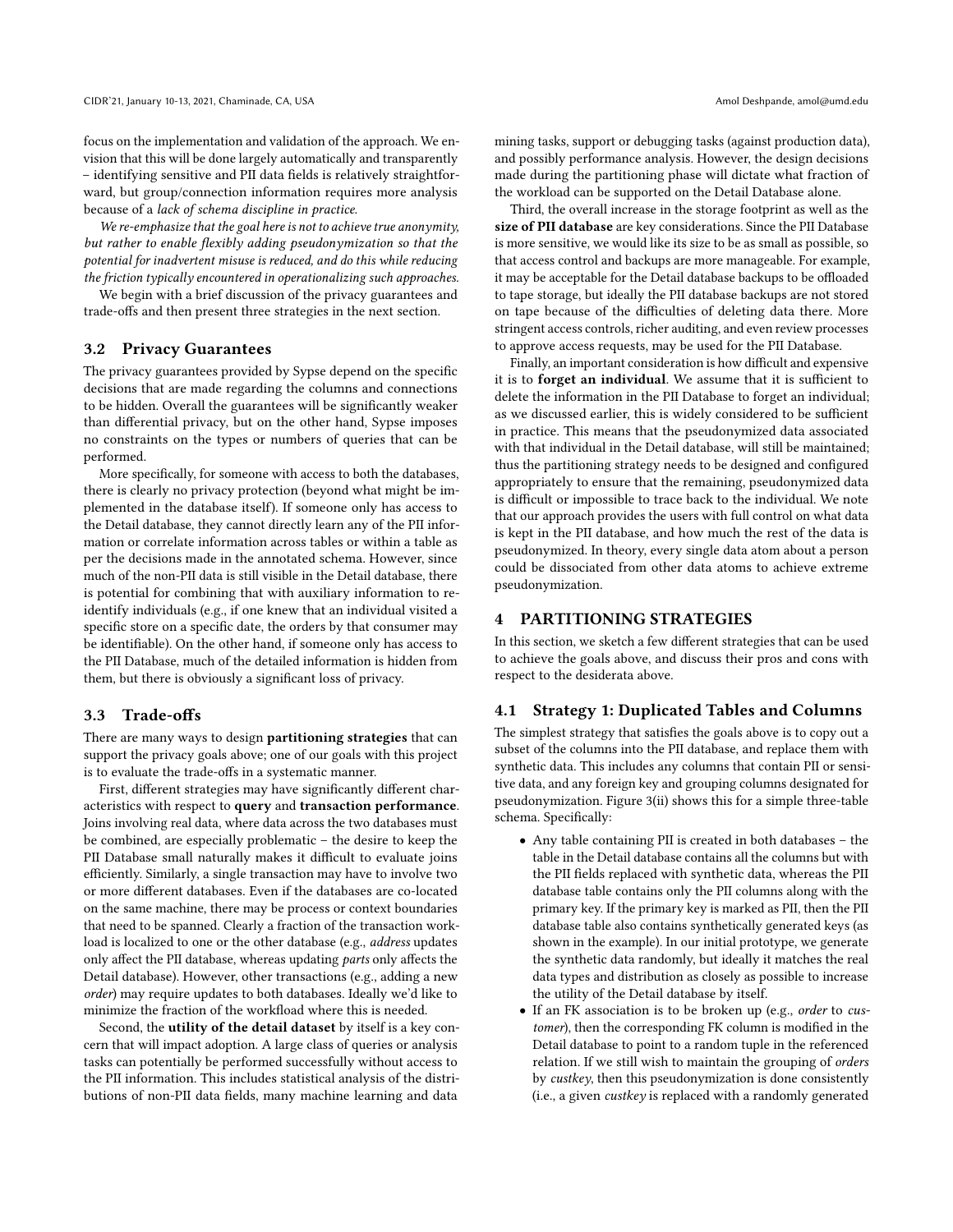focus on the implementation and validation of the approach. We envision that this will be done largely automatically and transparently – identifying sensitive and PII data fields is relatively straightforward, but group/connection information requires more analysis because of a *lack of schema discipline in practice.*

*We re-emphasize that the goal here is not to achieve true anonymity, but rather to enable flexibly adding pseudonymization so that the potential for inadvertent misuse is reduced, and do this while reducing the friction typically encountered in operationalizing such approaches.*

We begin with a brief discussion of the privacy guarantees and trade-offs and then present three strategies in the next section.

### 3.2 Privacy Guarantees

The privacy guarantees provided by Sypse depend on the specific decisions that are made regarding the columns and connections to be hidden. Overall the guarantees will be significantly weaker than differential privacy, but on the other hand, Sypse imposes no constraints on the types or numbers of queries that can be performed.

More specifically, for someone with access to both the databases, there is clearly no privacy protection (beyond what might be implemented in the database itself). If someone only has access to the Detail database, they cannot directly learn any of the PII information or correlate information across tables or within a table as per the decisions made in the annotated schema. However, since much of the non-PII data is still visible in the Detail database, there is potential for combining that with auxiliary information to re-identify individuals (e.g., if one knew that an individual visited a specific store on a specific date, the orders by that consumer may be identifiable). On the other hand, if someone only has access to the PII Database, much of the detailed information is hidden from them, but there is obviously a significant loss of privacy.

### 3.3 Trade-offs

There are many ways to design **partitioning strategies** that can support the privacy goals above; one of our goals with this project is to evaluate the trade-offs in a systematic manner.

First, different strategies may have significantly different characteristics with respect to **query** and **transaction performance**. Joins involving real data, where data across the two databases must be combined, are especially problematic – the desire to keep the PII Database small naturally makes it difficult to evaluate joins efficiently. Similarly, a single transaction may have to involve two or more different databases. Even if the databases are co-located on the same machine, there may be process or context boundaries that need to be spanned. Clearly a fraction of the transaction workload is localized to one or the other database (e.g., *address* updates only affect the PII database, whereas updating *parts* only affects the Detail database). However, other transactions (e.g., adding a new *order*) may require updates to both databases. Ideally we'd like to minimize the fraction of the workfload where this is needed.

Second, the **utility of the detail dataset** by itself is a key concern that will impact adoption. A large class of queries or analysis tasks can potentially be performed successfully without access to the PII information. This includes statistical analysis of the distributions of non-PII data fields, many machine learning and data mining tasks, support or debugging tasks (against production data), and possibly performance analysis. However, the design decisions made during the partitioning phase will dictate what fraction of the workload can be supported on the Detail Database alone.

Third, the overall increase in the storage footprint as well as the **size of PII database** are key considerations. Since the PII Database is more sensitive, we would like its size to be as small as possible, so that access control and backups are more manageable. For example, it may be acceptable for the Detail database backups to be offloaded to tape storage, but ideally the PII database backups are not stored on tape because of the difficulties of deleting data there. More stringent access controls, richer auditing, and even review processes to approve access requests, may be used for the PII Database.

Finally, an important consideration is how difficult and expensive it is to **forget an individual**. We assume that it is sufficient to delete the information in the PII Database to forget an individual; as we discussed earlier, this is widely considered to be sufficient in practice. This means that the pseudonymized data associated with that individual in the Detail database, will still be maintained; thus the partitioning strategy needs to be designed and configured appropriately to ensure that the remaining, pseudonymized data is difficult or impossible to trace back to the individual. We note that our approach provides the users with full control on what data is kept in the PII database, and how much the rest of the data is pseudonymized. In theory, every single data atom about a person could be dissociated from other data atoms to achieve extreme pseudonymization.

## 4 PARTITIONING STRATEGIES

In this section, we sketch a few different strategies that can be used to achieve the goals above, and discuss their pros and cons with respect to the desiderata above.

### 4.1 Strategy 1: Duplicated Tables and Columns

The simplest strategy that satisfies the goals above is to copy out a subset of the columns into the PII database, and replace them with synthetic data. This includes any columns that contain PII or sensitive data, and any foreign key and grouping columns designated for pseudonymization. Figure 3(ii) shows this for a simple three-table schema. Specifically:

- Any table containing PII is created in both databases – the table in the Detail database contains all the columns but with the PII fields replaced with synthetic data, whereas the PII database table contains only the PII columns along with the primary key. If the primary key is marked as PII, then the PII database table also contains synthetically generated keys (as shown in the example). In our initial prototype, we generate the synthetic data randomly, but ideally it matches the real data types and distribution as closely as possible to increase the utility of the Detail database by itself.
- If an FK association is to be broken up (e.g., *order* to *customer*), then the corresponding FK column is modified in the Detail database to point to a random tuple in the referenced relation. If we still wish to maintain the grouping of *orders* by *custkey*, then this pseudonymization is done consistently (i.e., a given *custkey* is replaced with a randomly generated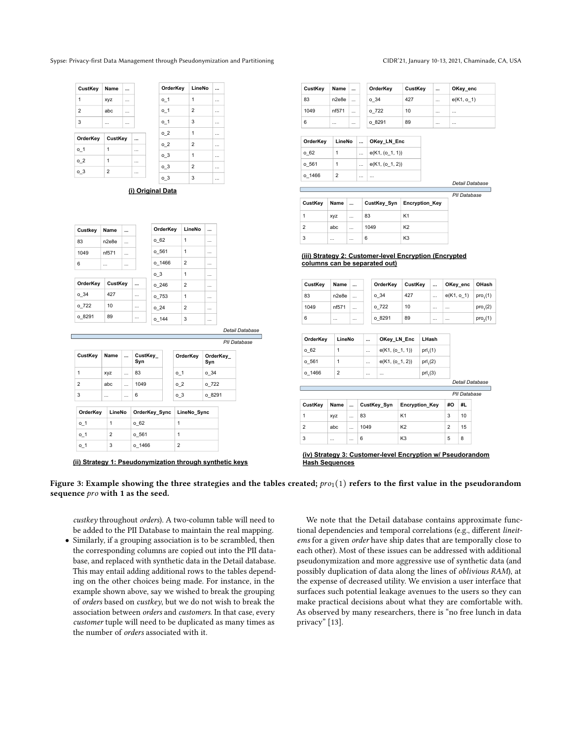**(i) Original Data**

| CustKey | Name | ... |
| --- | --- | --- |
| 1 | xyz | ... |
| 2 | abc | ... |
| 3 | ... | ... |

| OrderKey | CustKey | ... |
| --- | --- | --- |
| o_1 | 1 | ... |
| o_2 | 1 | ... |
| o_3 | 2 | ... |

| OrderKey | LineNo | ... |
| --- | --- | --- |
| o_1 | 1 | ... |
| o_1 | 2 | ... |
| o_1 | 3 | ... |
| o_2 | 1 | ... |
| o_2 | 2 | ... |
| o_3 | 1 | ... |
| o_3 | 2 | ... |
| o_3 | 3 | ... |

**(ii) Strategy 1: Pseudonymization through synthetic keys**

*Detail Database*

| Custkey | Name | ... |
| --- | --- | --- |
| 83 | n2e8e | ... |
| 1049 | nf571 | ... |
| 6 | ... | ... |

| OrderKey | CustKey | ... |
| --- | --- | --- |
| o_34 | 427 | ... |
| o_722 | 10 | ... |
| o_8291 | 89 | ... |

| OrderKey | LineNo | ... |
| --- | --- | --- |
| o_62 | 1 | ... |
| o_561 | 1 | ... |
| o_1466 | 2 | ... |
| o_3 | 1 | ... |
| o_246 | 2 | ... |
| o_753 | 1 | ... |
| o_24 | 2 | ... |
| o_144 | 3 | ... |

*PII Database*

| CustKey | Name | ... | CustKey_Syn |
| --- | --- | --- | --- |
| 1 | xyz | ... | 83 |
| 2 | abc | ... | 1049 |
| 3 | ... | ... | 6 |

| OrderKey | OrderKey_Syn |
| --- | --- |
| o_1 | o_34 |
| o_2 | o_722 |
| o_3 | o_8291 |

| OrderKey | LineNo | OrderKey_Sync | LineNo_Sync |
| --- | --- | --- | --- |
| o_1 | 1 | o_62 | 1 |
| o_1 | 2 | o_561 | 1 |
| o_1 | 3 | o_1466 | 2 |

**(iii) Strategy 2: Customer-level Encryption (Encrypted columns can be separated out)**

*Detail Database*

| CustKey | Name | ... |
| --- | --- | --- |
| 83 | n2e8e | ... |
| 1049 | nf571 | ... |
| 6 | ... | ... |

| OrderKey | CustKey | ... | OKey_enc |
| --- | --- | --- | --- |
| o_34 | 427 | ... | e(K1, o_1) |
| o_722 | 10 | ... | ... |
| o_8291 | 89 | ... | ... |

| OrderKey | LineNo | ... | OKey_LN_Enc |
| --- | --- | --- | --- |
| o_62 | 1 | ... | e(K1, (o_1, 1)) |
| o_561 | 1 | ... | e(K1, (o_1, 2)) |
| o_1466 | 2 | ... | ... |

*PII Database*

| CustKey | Name | ... | CustKey_Syn | Encryption_Key |
| --- | --- | --- | --- | --- |
| 1 | xyz | ... | 83 | K1 |
| 2 | abc | ... | 1049 | K2 |
| 3 | ... | ... | 6 | K3 |

**(iv) Strategy 3: Customer-level Encryption w/ Pseudorandom Hash Sequences**

*Detail Database*

| CustKey | Name | ... |
| --- | --- | --- |
| 83 | n2e8e | ... |
| 1049 | nf571 | ... |
| 6 | ... | ... |

| OrderKey | CustKey | ... | OKey_enc | OHash |
| --- | --- | --- | --- | --- |
| o_34 | 427 | ... | e(K1, o_1) | $pro_1(1)$ |
| o_722 | 10 | ... | ... | $pro_1(2)$ |
| o_8291 | 89 | ... | ... | $pro_2(1)$ |

| OrderKey | LineNo | ... | OKey_LN_Enc | LHash |
| --- | --- | --- | --- | --- |
| o_62 | 1 | ... | e(K1, (o_1, 1)) | $prl_1(1)$ |
| o_561 | 1 | ... | e(K1, (o_1, 2)) | $prl_1(2)$ |
| o_1466 | 2 | ... | ... | $prl_1(3)$ |

*PII Database*

| CustKey | Name | ... | CustKey_Syn | Encryption_Key | #O | #L |
| --- | --- | --- | --- | --- | --- | --- |
| 1 | xyz | ... | 83 | K1 | 3 | 10 |
| 2 | abc | ... | 1049 | K2 | 2 | 15 |
| 3 | ... | ... | 6 | K3 | 5 | 8 |

**Figure 3: Example showing the three strategies and the tables created; $pro_1(1)$ refers to the first value in the pseudorandom sequence *pro* with 1 as the seed.**

*custkey* throughout *orders*). A two-column table will need to be added to the PII Database to maintain the real mapping.

- Similarly, if a grouping association is to be scrambled, then the corresponding columns are copied out into the PII database, and replaced with synthetic data in the Detail database. This may entail adding additional rows to the tables depending on the other choices being made. For instance, in the example shown above, say we wished to break the grouping of *orders* based on *custkey*, but we do not wish to break the association between *orders* and *customers*. In that case, every *customer* tuple will need to be duplicated as many times as the number of *orders* associated with it.

We note that the Detail database contains approximate functional dependencies and temporal correlations (e.g., different *lineitems* for a given *order* have ship dates that are temporally close to each other). Most of these issues can be addressed with additional pseudonymization and more aggressive use of synthetic data (and possibly duplication of data along the lines of *oblivious RAM*), at the expense of decreased utility. We envision a user interface that surfaces such potential leakage avenues to the users so they can make practical decisions about what they are comfortable with. As observed by many researchers, there is "no free lunch in data privacy" [13].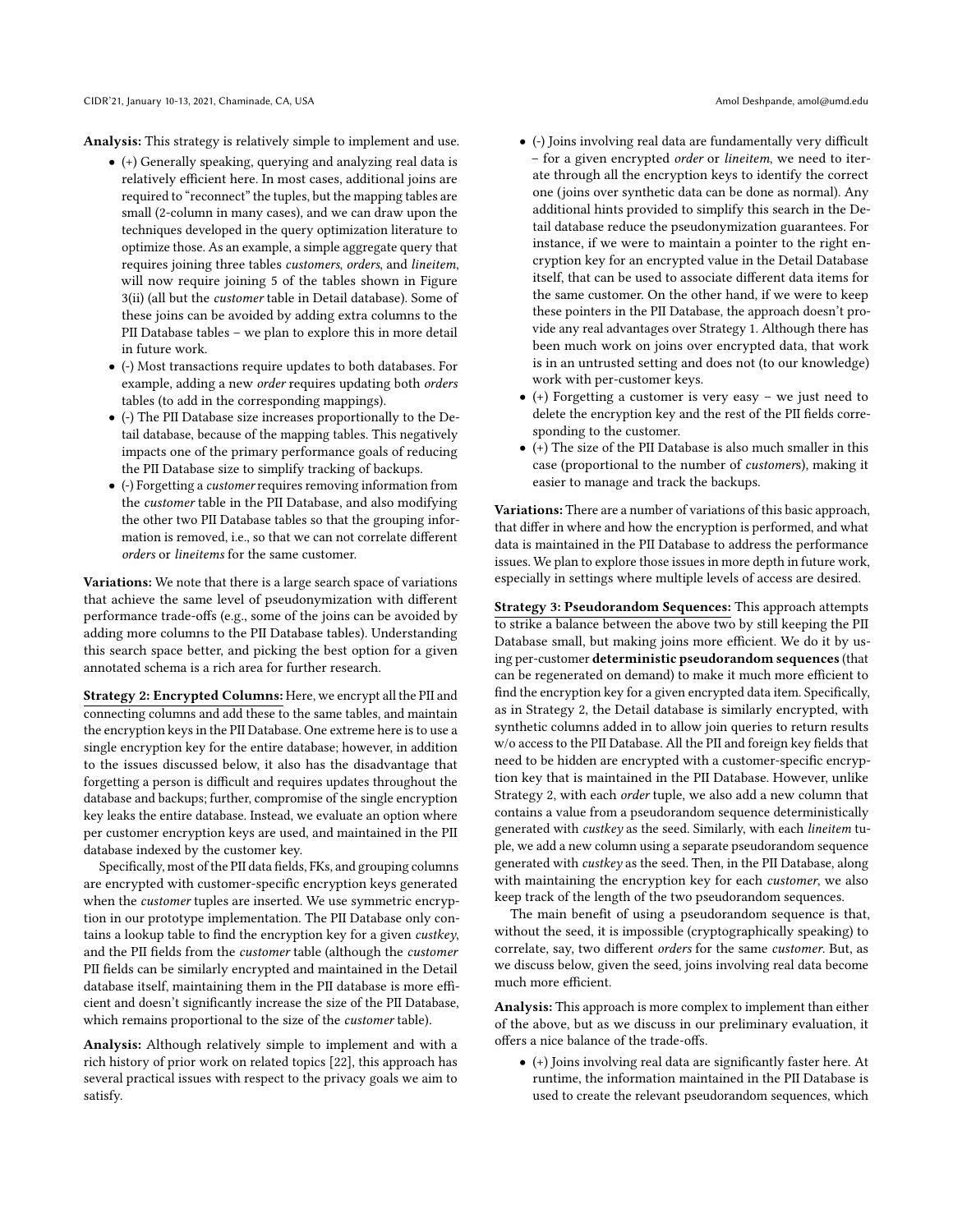**Analysis:** This strategy is relatively simple to implement and use.

- (+) Generally speaking, querying and analyzing real data is relatively efficient here. In most cases, additional joins are required to "reconnect" the tuples, but the mapping tables are small (2-column in many cases), and we can draw upon the techniques developed in the query optimization literature to optimize those. As an example, a simple aggregate query that requires joining three tables *customers*, *orders*, and *lineitem*, will now require joining 5 of the tables shown in Figure 3(ii) (all but the *customer* table in Detail database). Some of these joins can be avoided by adding extra columns to the PII Database tables – we plan to explore this in more detail in future work.
- (-) Most transactions require updates to both databases. For example, adding a new *order* requires updating both *orders* tables (to add in the corresponding mappings).
- (-) The PII Database size increases proportionally to the Detail database, because of the mapping tables. This negatively impacts one of the primary performance goals of reducing the PII Database size to simplify tracking of backups.
- (-) Forgetting a *customer* requires removing information from the *customer* table in the PII Database, and also modifying the other two PII Database tables so that the grouping information is removed, i.e., so that we can not correlate different *orders* or *lineitems* for the same customer.

**Variations:** We note that there is a large search space of variations that achieve the same level of pseudonymization with different performance trade-offs (e.g., some of the joins can be avoided by adding more columns to the PII Database tables). Understanding this search space better, and picking the best option for a given annotated schema is a rich area for further research.

**Strategy 2: Encrypted Columns:** Here, we encrypt all the PII and connecting columns and add these to the same tables, and maintain the encryption keys in the PII Database. One extreme here is to use a single encryption key for the entire database; however, in addition to the issues discussed below, it also has the disadvantage that forgetting a person is difficult and requires updates throughout the database and backups; further, compromise of the single encryption key leaks the entire database. Instead, we evaluate an option where per customer encryption keys are used, and maintained in the PII database indexed by the customer key.

Specifically, most of the PII data fields, FKs, and grouping columns are encrypted with customer-specific encryption keys generated when the *customer* tuples are inserted. We use symmetric encryption in our prototype implementation. The PII Database only contains a lookup table to find the encryption key for a given *custkey*, and the PII fields from the *customer* table (although the *customer* PII fields can be similarly encrypted and maintained in the Detail database itself, maintaining them in the PII database is more efficient and doesn't significantly increase the size of the PII Database, which remains proportional to the size of the *customer* table).

**Analysis:** Although relatively simple to implement and with a rich history of prior work on related topics [22], this approach has several practical issues with respect to the privacy goals we aim to satisfy.

- (-) Joins involving real data are fundamentally very difficult – for a given encrypted *order* or *lineitem*, we need to iterate through all the encryption keys to identify the correct one (joins over synthetic data can be done as normal). Any additional hints provided to simplify this search in the Detail database reduce the pseudonymization guarantees. For instance, if we were to maintain a pointer to the right encryption key for an encrypted value in the Detail Database itself, that can be used to associate different data items for the same customer. On the other hand, if we were to keep these pointers in the PII Database, the approach doesn't provide any real advantages over Strategy 1. Although there has been much work on joins over encrypted data, that work is in an untrusted setting and does not (to our knowledge) work with per-customer keys.
- (+) Forgetting a customer is very easy – we just need to delete the encryption key and the rest of the PII fields corresponding to the customer.
- (+) The size of the PII Database is also much smaller in this case (proportional to the number of *customers*), making it easier to manage and track the backups.

**Variations:** There are a number of variations of this basic approach, that differ in where and how the encryption is performed, and what data is maintained in the PII Database to address the performance issues. We plan to explore those issues in more depth in future work, especially in settings where multiple levels of access are desired.

**Strategy 3: Pseudorandom Sequences:** This approach attempts to strike a balance between the above two by still keeping the PII Database small, but making joins more efficient. We do it by using per-customer **deterministic pseudorandom sequences** (that can be regenerated on demand) to make it much more efficient to find the encryption key for a given encrypted data item. Specifically, as in Strategy 2, the Detail database is similarly encrypted, with synthetic columns added in to allow join queries to return results w/o access to the PII Database. All the PII and foreign key fields that need to be hidden are encrypted with a customer-specific encryption key that is maintained in the PII Database. However, unlike Strategy 2, with each *order* tuple, we also add a new column that contains a value from a pseudorandom sequence deterministically generated with *custkey* as the seed. Similarly, with each *lineitem* tuple, we add a new column using a separate pseudorandom sequence generated with *custkey* as the seed. Then, in the PII Database, along with maintaining the encryption key for each *customer*, we also keep track of the length of the two pseudorandom sequences.

The main benefit of using a pseudorandom sequence is that, without the seed, it is impossible (cryptographically speaking) to correlate, say, two different *orders* for the same *customer*. But, as we discuss below, given the seed, joins involving real data become much more efficient.

**Analysis:** This approach is more complex to implement than either of the above, but as we discuss in our preliminary evaluation, it offers a nice balance of the trade-offs.

- (+) Joins involving real data are significantly faster here. At runtime, the information maintained in the PII Database is used to create the relevant pseudorandom sequences, which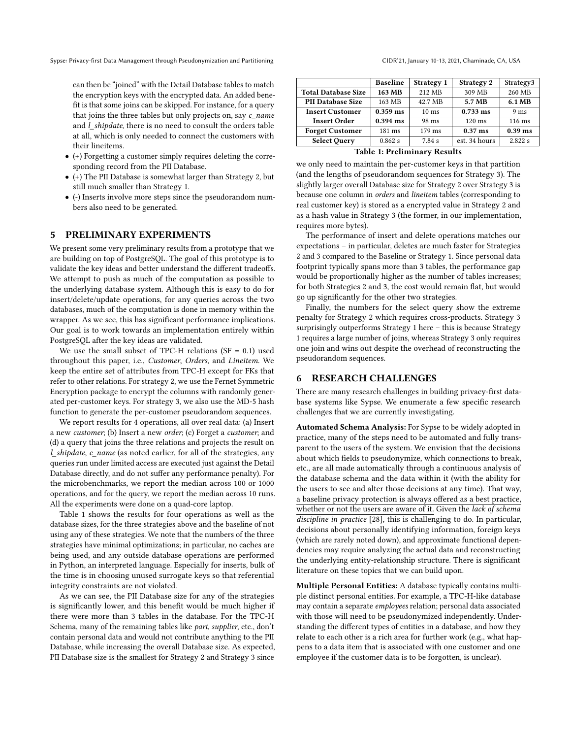can then be "joined" with the Detail Database tables to match the encryption keys with the encrypted data. An added benefit is that some joins can be skipped. For instance, for a query that joins the three tables but only projects on, say *c_name* and *l_shipdate*, there is no need to consult the orders table at all, which is only needed to connect the customers with their lineitems.

- (+) Forgetting a customer simply requires deleting the corresponding record from the PII Database.
- (+) The PII Database is somewhat larger than Strategy 2, but still much smaller than Strategy 1.
- (-) Inserts involve more steps since the pseudorandom numbers also need to be generated.

## 5 PRELIMINARY EXPERIMENTS

We present some very preliminary results from a prototype that we are building on top of PostgreSQL. The goal of this prototype is to validate the key ideas and better understand the different tradeoffs. We attempt to push as much of the computation as possible to the underlying database system. Although this is easy to do for insert/delete/update operations, for any queries across the two databases, much of the computation is done in memory within the wrapper. As we see, this has significant performance implications. Our goal is to work towards an implementation entirely within PostgreSQL after the key ideas are validated.

We use the small subset of TPC-H relations (SF = 0.1) used throughout this paper, i.e., *Customer*, *Orders*, and *Lineitem*. We keep the entire set of attributes from TPC-H except for FKs that refer to other relations. For strategy 2, we use the Fernet Symmetric Encryption package to encrypt the columns with randomly generated per-customer keys. For strategy 3, we also use the MD-5 hash function to generate the per-customer pseudorandom sequences.

We report results for 4 operations, all over real data: (a) Insert a new *customer*; (b) Insert a new *order*; (c) Forget a *customer*; and (d) a query that joins the three relations and projects the result on *l_shipdate*, *c_name* (as noted earlier, for all of the strategies, any queries run under limited access are executed just against the Detail Database directly, and do not suffer any performance penalty). For the microbenchmarks, we report the median across 100 or 1000 operations, and for the query, we report the median across 10 runs. All the experiments were done on a quad-core laptop.

Table 1 shows the results for four operations as well as the database sizes, for the three strategies above and the baseline of not using any of these strategies. We note that the numbers of the three strategies have minimal optimizations; in particular, no caches are being used, and any outside database operations are performed in Python, an interpreted language. Especially for inserts, bulk of the time is in choosing unused surrogate keys so that referential integrity constraints are not violated.

As we can see, the PII Database size for any of the strategies is significantly lower, and this benefit would be much higher if there were more than 3 tables in the database. For the TPC-H Schema, many of the remaining tables like *part*, *supplier*, etc., don't contain personal data and would not contribute anything to the PII Database, while increasing the overall Database size. As expected, PII Database size is the smallest for Strategy 2 and Strategy 3 since we only need to maintain the per-customer keys in that partition (and the lengths of pseudorandom sequences for Strategy 3). The slightly larger overall Database size for Strategy 2 over Strategy 3 is because one column in *orders* and *lineitem* tables (corresponding to real customer key) is stored as a encrypted value in Strategy 2 and as a hash value in Strategy 3 (the former, in our implementation, requires more bytes).

| | Baseline | Strategy 1 | Strategy 2 | Strategy3 |
|---|---|---|---|---|
| **Total Database Size** | **163 MB** | 212 MB | 309 MB | 260 MB |
| **PII Database Size** | 163 MB | 42.7 MB | **5.7 MB** | **6.1 MB** |
| **Insert Customer** | **0.359 ms** | 10 ms | **0.733 ms** | 9 ms |
| **Insert Order** | **0.394 ms** | 98 ms | 120 ms | 116 ms |
| **Forget Customer** | 181 ms | 179 ms | **0.37 ms** | **0.39 ms** |
| **Select Query** | 0.862 s | 7.84 s | est. 34 hours | 2.822 s |

**Table 1: Preliminary Results**

The performance of insert and delete operations matches our expectations – in particular, deletes are much faster for Strategies 2 and 3 compared to the Baseline or Strategy 1. Since personal data footprint typically spans more than 3 tables, the performance gap would be proportionally higher as the number of tables increases; for both Strategies 2 and 3, the cost would remain flat, but would go up significantly for the other two strategies.

Finally, the numbers for the select query show the extreme penalty for Strategy 2 which requires cross-products. Strategy 3 surprisingly outperforms Strategy 1 here – this is because Strategy 1 requires a large number of joins, whereas Strategy 3 only requires one join and wins out despite the overhead of reconstructing the pseudorandom sequences.

## 6 RESEARCH CHALLENGES

There are many research challenges in building privacy-first database systems like Sypse. We enumerate a few specific research challenges that we are currently investigating.

**Automated Schema Analysis:** For Sypse to be widely adopted in practice, many of the steps need to be automated and fully transparent to the users of the system. We envision that the decisions about which fields to pseudonymize, which connections to break, etc., are all made automatically through a continuous analysis of the database schema and the data within it (with the ability for the users to see and alter those decisions at any time). That way, a baseline privacy protection is always offered as a best practice, whether or not the users are aware of it. Given the *lack of schema discipline in practice* [28], this is challenging to do. In particular, decisions about personally identifying information, foreign keys (which are rarely noted down), and approximate functional dependencies may require analyzing the actual data and reconstructing the underlying entity-relationship structure. There is significant literature on these topics that we can build upon.

**Multiple Personal Entities:** A database typically contains multiple distinct personal entities. For example, a TPC-H-like database may contain a separate *employees* relation; personal data associated with those will need to be pseudonymized independently. Understanding the different types of entities in a database, and how they relate to each other is a rich area for further work (e.g., what happens to a data item that is associated with one customer and one employee if the customer data is to be forgotten, is unclear).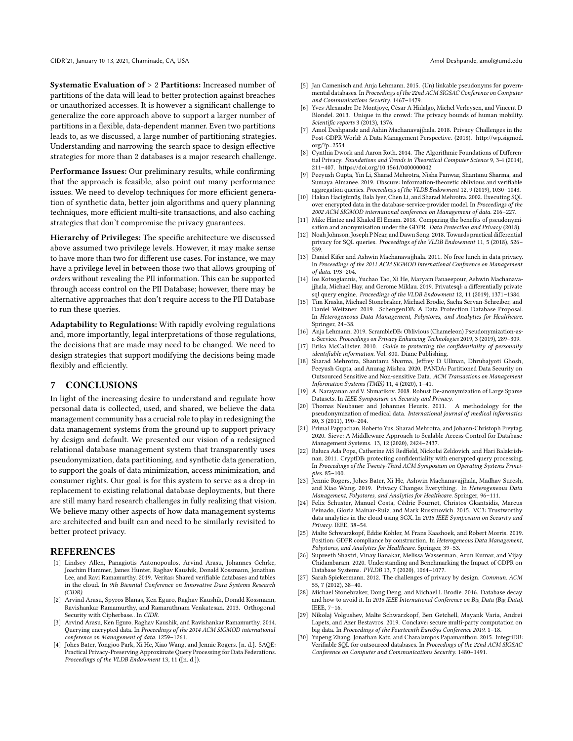**Systematic Evaluation of > 2 Partitions:** Increased number of partitions of the data will lead to better protection against breaches or unauthorized accesses. It is however a significant challenge to generalize the core approach above to support a larger number of partitions in a flexible, data-dependent manner. Even two partitions leads to, as we discussed, a large number of partitioning strategies. Understanding and narrowing the search space to design effective strategies for more than 2 databases is a major research challenge.

**Performance Issues:** Our preliminary results, while confirming that the approach is feasible, also point out many performance issues. We need to develop techniques for more efficient generation of synthetic data, better join algorithms and query planning techniques, more efficient multi-site transactions, and also caching strategies that don't compromise the privacy guarantees.

**Hierarchy of Privileges:** The specific architecture we discussed above assumed two privilege levels. However, it may make sense to have more than two for different use cases. For instance, we may have a privilege level in between those two that allows grouping of *orders* without revealing the PII information. This can be supported through access control on the PII Database; however, there may be alternative approaches that don't require access to the PII Database to run these queries.

**Adaptability to Regulations:** With rapidly evolving regulations and, more importantly, legal interpretations of those regulations, the decisions that are made may need to be changed. We need to design strategies that support modifying the decisions being made flexibly and efficiently.

## 7 CONCLUSIONS

In light of the increasing desire to understand and regulate how personal data is collected, used, and shared, we believe the data management community has a crucial role to play in redesigning the data management systems from the ground up to support privacy by design and default. We presented our vision of a redesigned relational database management system that transparently uses pseudonymization, data partitioning, and synthetic data generation, to support the goals of data minimization, access minimization, and consumer rights. Our goal is for this system to serve as a drop-in replacement to existing relational database deployments, but there are still many hard research challenges in fully realizing that vision. We believe many other aspects of how data management systems are architected and built can and need to be similarly revisited to better protect privacy.

## REFERENCES

[1] Lindsey Allen, Panagiotis Antonopoulos, Arvind Arasu, Johannes Gehrke, Joachim Hammer, James Hunter, Raghav Kaushik, Donald Kossmann, Jonathan Lee, and Ravi Ramamurthy. 2019. Veritas: Shared verifiable databases and tables in the cloud. In *9th Biennial Conference on Innovative Data Systems Research (CIDR)*.

[2] Arvind Arasu, Spyros Blanas, Ken Eguro, Raghav Kaushik, Donald Kossmann, Ravishankar Ramamurthy, and Ramarathnam Venkatesan. 2013. Orthogonal Security with Cipherbase.. In *CIDR*.

[3] Arvind Arasu, Ken Eguro, Raghav Kaushik, and Ravishankar Ramamurthy. 2014. Querying encrypted data. In *Proceedings of the 2014 ACM SIGMOD international conference on Management of data*. 1259–1261.

[4] Johes Bater, Yongjoo Park, Xi He, Xiao Wang, and Jennie Rogers. [n. d.]. SAQE: Practical Privacy-Preserving Approximate Query Processing for Data Federations. *Proceedings of the VLDB Endowment* 13, 11 ([n. d.]).

[5] Jan Camenisch and Anja Lehmann. 2015. (Un) linkable pseudonyms for governmental databases. In *Proceedings of the 22nd ACM SIGSAC Conference on Computer and Communications Security*. 1467–1479.

[6] Yves-Alexandre De Montjoye, César A Hidalgo, Michel Verleysen, and Vincent D Blondel. 2013. Unique in the crowd: The privacy bounds of human mobility. *Scientific reports* 3 (2013), 1376.

[7] Amol Deshpande and Ashin Machanavajjhala. 2018. Privacy Challenges in the Post-GDPR World: A Data Management Perspective. (2018). http://wp.sigmod.org/?p=2554

[8] Cynthia Dwork and Aaron Roth. 2014. The Algorithmic Foundations of Differential Privacy. *Foundations and Trends in Theoretical Computer Science* 9, 3-4 (2014), 211–407. https://doi.org/10.1561/0400000042

[9] Peeyush Gupta, Yin Li, Sharad Mehrotra, Nisha Panwar, Shantanu Sharma, and Sumaya Almanee. 2019. Obscure: Information-theoretic oblivious and verifiable aggregation queries. *Proceedings of the VLDB Endowment* 12, 9 (2019), 1030–1043.

[10] Hakan Hacigümüş, Bala Iyer, Chen Li, and Sharad Mehrotra. 2002. Executing SQL over encrypted data in the database-service-provider model. In *Proceedings of the 2002 ACM SIGMOD international conference on Management of data*. 216–227.

[11] Mike Hintze and Khaled El Emam. 2018. Comparing the benefits of pseudonymisation and anonymisation under the GDPR. *Data Protection and Privacy* (2018).

[12] Noah Johnson, Joseph P Near, and Dawn Song. 2018. Towards practical differential privacy for SQL queries. *Proceedings of the VLDB Endowment* 11, 5 (2018), 526–539.

[13] Daniel Kifer and Ashwin Machanavajjhala. 2011. No free lunch in data privacy. In *Proceedings of the 2011 ACM SIGMOD International Conference on Management of data*. 193–204.

[14] Ios Kotsogiannis, Yuchao Tao, Xi He, Maryam Fanaeepour, Ashwin Machanavajjhala, Michael Hay, and Gerome Miklau. 2019. Privatesql: a differentially private sql query engine. *Proceedings of the VLDB Endowment* 12, 11 (2019), 1371–1384.

[15] Tim Kraska, Michael Stonebraker, Michael Brodie, Sacha Servan-Schreiber, and Daniel Weitzner. 2019. SchengenDB: A Data Protection Database Proposal. In *Heterogeneous Data Management, Polystores, and Analytics for Healthcare*. Springer, 24–38.

[16] Anja Lehmann. 2019. ScrambleDB: Oblivious (Chameleon) Pseudonymization-as-a-Service. *Proceedings on Privacy Enhancing Technologies* 2019, 3 (2019), 289–309.

[17] Erika McCallister. 2010. *Guide to protecting the confidentiality of personally identifiable information*. Vol. 800. Diane Publishing.

[18] Sharad Mehrotra, Shantanu Sharma, Jeffrey D Ullman, Dhrubajyoti Ghosh, Peeyush Gupta, and Anurag Mishra. 2020. PANDA: Partitioned Data Security on Outsourced Sensitive and Non-sensitive Data. *ACM Transactions on Management Information Systems (TMIS)* 11, 4 (2020), 1–41.

[19] A. Narayanan and V. Shmatikov. 2008. Robust De-anonymization of Large Sparse Datasets. In *IEEE Symposium on Security and Privacy*.

[20] Thomas Neubauer and Johannes Heurix. 2011. A methodology for the pseudonymization of medical data. *International journal of medical informatics* 80, 3 (2011), 190–204.

[21] Primal Pappachan, Roberto Yus, Sharad Mehrotra, and Johann-Christoph Freytag. 2020. Sieve: A Middleware Approach to Scalable Access Control for Database Management Systems. 13, 12 (2020), 2424–2437.

[22] Raluca Ada Popa, Catherine MS Redfield, Nickolai Zeldovich, and Hari Balakrishnan. 2011. CryptDB: protecting confidentiality with encrypted query processing. In *Proceedings of the Twenty-Third ACM Symposium on Operating Systems Principles*. 85–100.

[23] Jennie Rogers, Johes Bater, Xi He, Ashwin Machanavajjhala, Madhav Suresh, and Xiao Wang. 2019. Privacy Changes Everything. In *Heterogeneous Data Management, Polystores, and Analytics for Healthcare*. Springer, 96–111.

[24] Felix Schuster, Manuel Costa, Cédric Fournet, Christos Gkantsidis, Marcus Peinado, Gloria Mainar-Ruiz, and Mark Russinovich. 2015. VC3: Trustworthy data analytics in the cloud using SGX. In *2015 IEEE Symposium on Security and Privacy*. IEEE, 38–54.

[25] Malte Schwarzkopf, Eddie Kohler, M Frans Kaashoek, and Robert Morris. 2019. Position: GDPR compliance by construction. In *Heterogeneous Data Management, Polystores, and Analytics for Healthcare*. Springer, 39–53.

[26] Supreeth Shastri, Vinay Banakar, Melissa Wasserman, Arun Kumar, and Vijay Chidambaram. 2020. Understanding and Benchmarking the Impact of GDPR on Database Systems. *PVLDB* 13, 7 (2020), 1064–1077.

[27] Sarah Spiekermann. 2012. The challenges of privacy by design. *Commun. ACM* 55, 7 (2012), 38–40.

[28] Michael Stonebraker, Dong Deng, and Michael L Brodie. 2016. Database decay and how to avoid it. In *2016 IEEE International Conference on Big Data (Big Data)*. IEEE, 7–16.

[29] Nikolaj Volgushev, Malte Schwarzkopf, Ben Getchell, Mayank Varia, Andrei Lapets, and Azer Bestavros. 2019. Conclave: secure multi-party computation on big data. In *Proceedings of the Fourteenth EuroSys Conference 2019*. 1–18.

[30] Yupeng Zhang, Jonathan Katz, and Charalampos Papamanthou. 2015. IntegriDB: Verifiable SQL for outsourced databases. In *Proceedings of the 22nd ACM SIGSAC Conference on Computer and Communications Security*. 1480–1491.